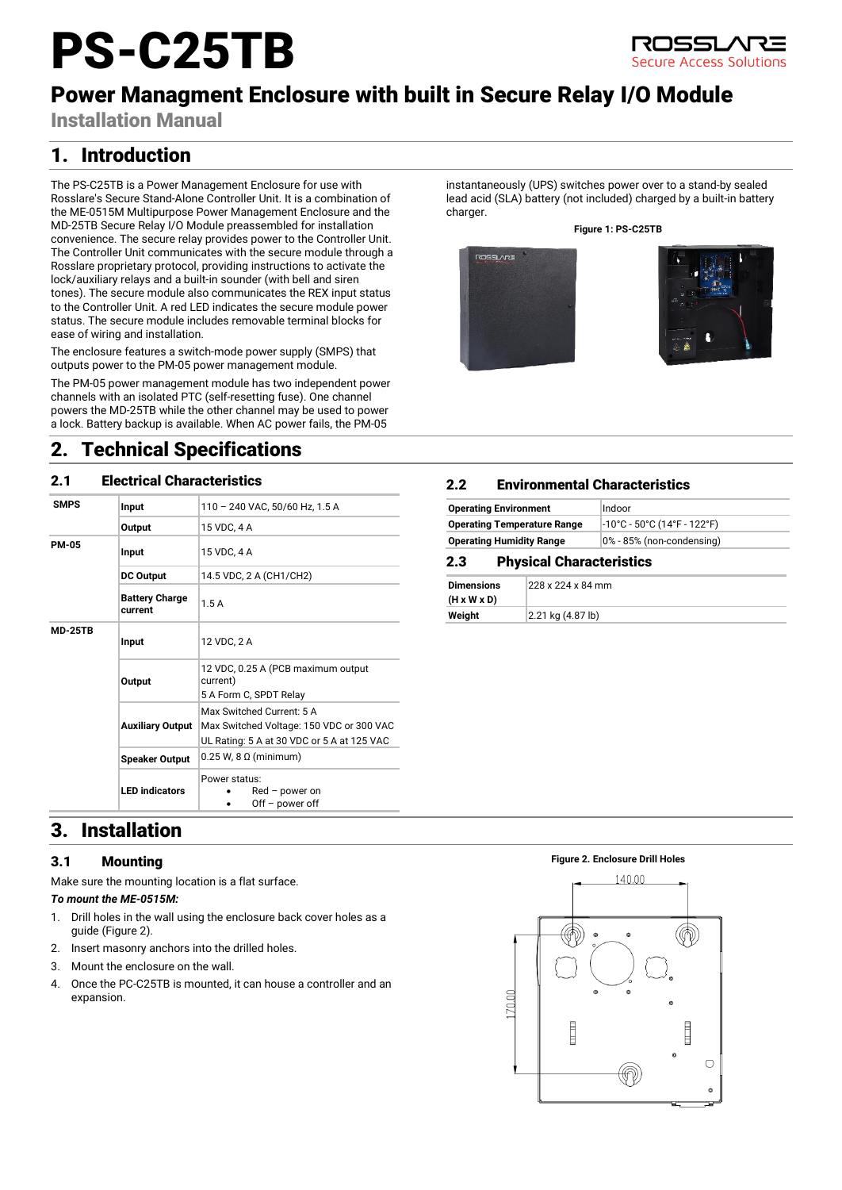# PS-C25TB

ROSSLARE Secure Access Solutions

## Power Managment Enclosure with built in Secure Relay I/O Module

**Installation Manual**

## 1. Introduction

The PS-C25TB is a Power Management Enclosure for use with Rosslare's Secure Stand-Alone Controller Unit. It is a combination of the ME-0515M Multipurpose Power Management Enclosure and the MD-25TB Secure Relay I/O Module preassembled for installation convenience. The secure relay provides power to the Controller Unit. The Controller Unit communicates with the secure module through a Rosslare proprietary protocol, providing instructions to activate the lock/auxiliary relays and a built-in sounder (with bell and siren tones). The secure module also communicates the REX input status to the Controller Unit. A red LED indicates the secure module power status. The secure module includes removable terminal blocks for ease of wiring and installation.

The enclosure features a switch-mode power supply (SMPS) that outputs power to the PM-05 power management module.

The PM-05 power management module has two independent power channels with an isolated PTC (self-resetting fuse). One channel powers the MD-25TB while the other channel may be used to power a lock. Battery backup is available. When AC power fails, the PM-05 instantaneously (UPS) switches power over to a stand-by sealed lead acid (SLA) battery (not included) charged by a built-in battery charger.

**Figure 1: PS-C25TB**

## 2. Technical Specifications

### 2.1 Electrical Characteristics

| | | |
|---|---|---|
| **SMPS** | **Input** | 110 – 240 VAC, 50/60 Hz, 1.5 A |
| | **Output** | 15 VDC, 4 A |
| **PM-05** | **Input** | 15 VDC, 4 A |
| | **DC Output** | 14.5 VDC, 2 A (CH1/CH2) |
| | **Battery Charge current** | 1.5 A |
| **MD-25TB** | **Input** | 12 VDC, 2 A |
| | **Output** | 12 VDC, 0.25 A (PCB maximum output current)<br>5 A Form C, SPDT Relay |
| | **Auxiliary Output** | Max Switched Current: 5 A<br>Max Switched Voltage: 150 VDC or 300 VAC<br>UL Rating: 5 A at 30 VDC or 5 A at 125 VAC |
| | **Speaker Output** | 0.25 W, 8 Ω (minimum) |
| | **LED indicators** | Power status:<br>• Red – power on<br>• Off – power off |

### 2.2 Environmental Characteristics

| | |
|---|---|
| **Operating Environment** | Indoor |
| **Operating Temperature Range** | -10°C - 50°C (14°F - 122°F) |
| **Operating Humidity Range** | 0% - 85% (non-condensing) |

### 2.3 Physical Characteristics

| | |
|---|---|
| **Dimensions (H x W x D)** | 228 x 224 x 84 mm |
| **Weight** | 2.21 kg (4.87 lb) |

## 3. Installation

### 3.1 Mounting

Make sure the mounting location is a flat surface.

***To mount the ME-0515M:***

1. Drill holes in the wall using the enclosure back cover holes as a guide (Figure 2).
2. Insert masonry anchors into the drilled holes.
3. Mount the enclosure on the wall.
4. Once the PC-C25TB is mounted, it can house a controller and an expansion.

**Figure 2. Enclosure Drill Holes**

140.00

170.00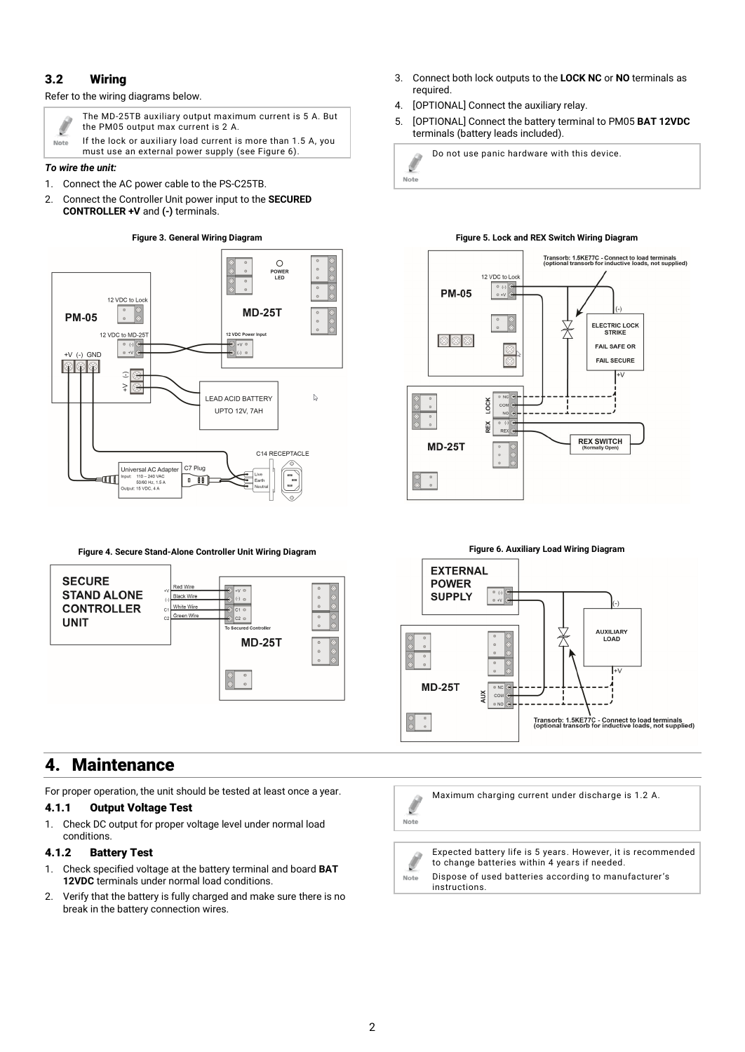## 3.2 Wiring

Refer to the wiring diagrams below.

> **Note**
> The MD-25TB auxiliary output maximum current is 5 A. But the PM05 output max current is 2 A.
> If the lock or auxiliary load current is more than 1.5 A, you must use an external power supply (see Figure 6).

***To wire the unit:***

1. Connect the AC power cable to the PS-C25TB.
2. Connect the Controller Unit power input to the **SECURED CONTROLLER +V** and **(-)** terminals.
3. Connect both lock outputs to the **LOCK NC** or **NO** terminals as required.
4. [OPTIONAL] Connect the auxiliary relay.
5. [OPTIONAL] Connect the battery terminal to PM05 **BAT 12VDC** terminals (battery leads included).

> **Note**
> Do not use panic hardware with this device.

**Figure 3. General Wiring Diagram**

**Figure 4. Secure Stand-Alone Controller Unit Wiring Diagram**

**Figure 5. Lock and REX Switch Wiring Diagram**

**Figure 6. Auxiliary Load Wiring Diagram**

# 4. Maintenance

For proper operation, the unit should be tested at least once a year.

### 4.1.1 Output Voltage Test

1. Check DC output for proper voltage level under normal load conditions.

### 4.1.2 Battery Test

1. Check specified voltage at the battery terminal and board **BAT 12VDC** terminals under normal load conditions.
2. Verify that the battery is fully charged and make sure there is no break in the battery connection wires.

> **Note**
> Maximum charging current under discharge is 1.2 A.

> **Note**
> Expected battery life is 5 years. However, it is recommended to change batteries within 4 years if needed.
> Dispose of used batteries according to manufacturer's instructions.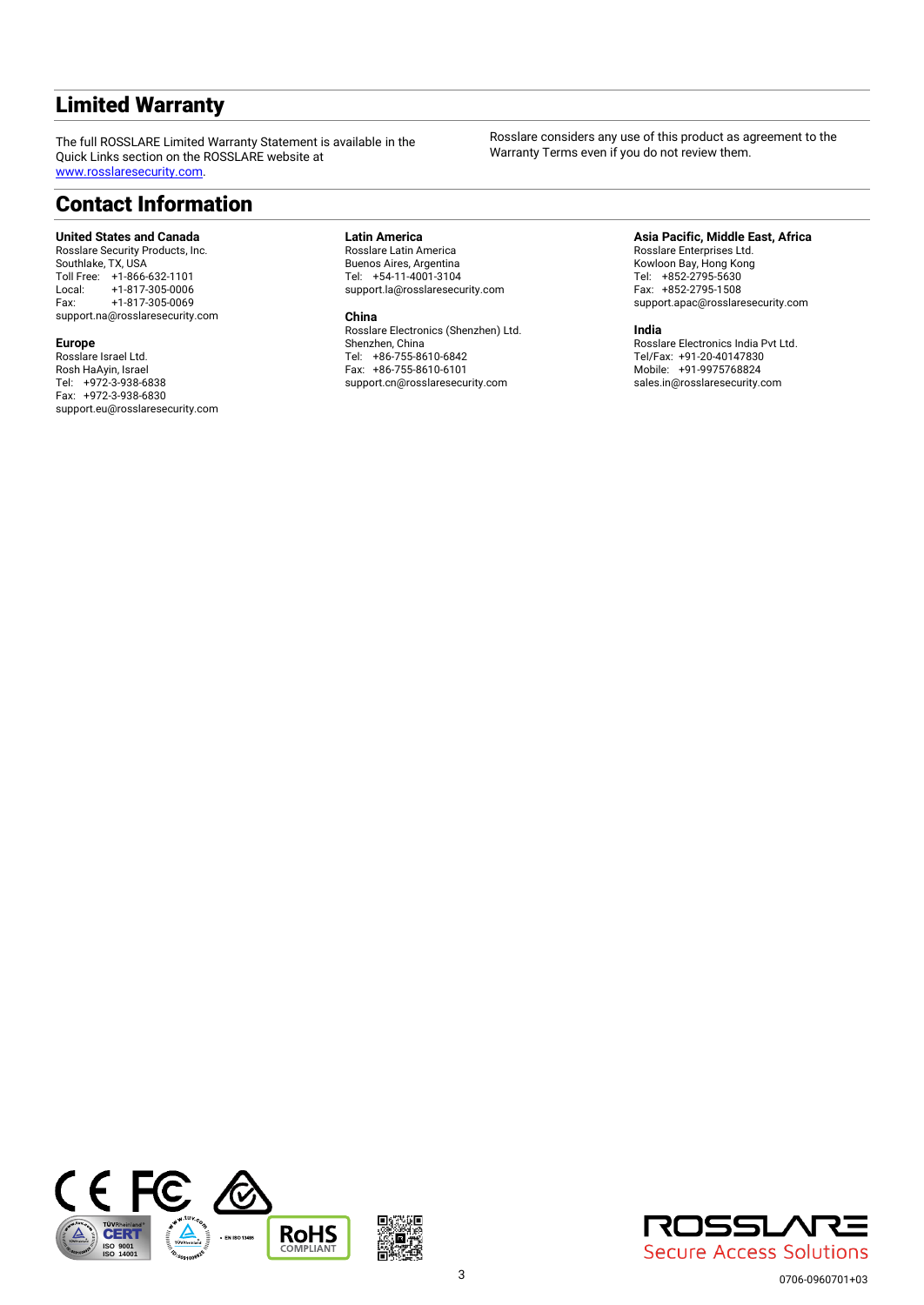## Limited Warranty

The full ROSSLARE Limited Warranty Statement is available in the Quick Links section on the ROSSLARE website at www.rosslaresecurity.com.

Rosslare considers any use of this product as agreement to the Warranty Terms even if you do not review them.

## Contact Information

**United States and Canada**
Rosslare Security Products, Inc.
Southlake, TX, USA
Toll Free: +1-866-632-1101
Local: +1-817-305-0006
Fax: +1-817-305-0069
support.na@rosslaresecurity.com

**Europe**
Rosslare Israel Ltd.
Rosh HaAyin, Israel
Tel: +972-3-938-6838
Fax: +972-3-938-6830
support.eu@rosslaresecurity.com

**Latin America**
Rosslare Latin America
Buenos Aires, Argentina
Tel: +54-11-4001-3104
support.la@rosslaresecurity.com

**China**
Rosslare Electronics (Shenzhen) Ltd.
Shenzhen, China
Tel: +86-755-8610-6842
Fax: +86-755-8610-6101
support.cn@rosslaresecurity.com

**Asia Pacific, Middle East, Africa**
Rosslare Enterprises Ltd.
Kowloon Bay, Hong Kong
Tel: +852-2795-5630
Fax: +852-2795-1508
support.apac@rosslaresecurity.com

**India**
Rosslare Electronics India Pvt Ltd.
Tel/Fax: +91-20-40147830
Mobile: +91-9975768824
sales.in@rosslaresecurity.com

ROSSLARE
Secure Access Solutions

0706-0960701+03